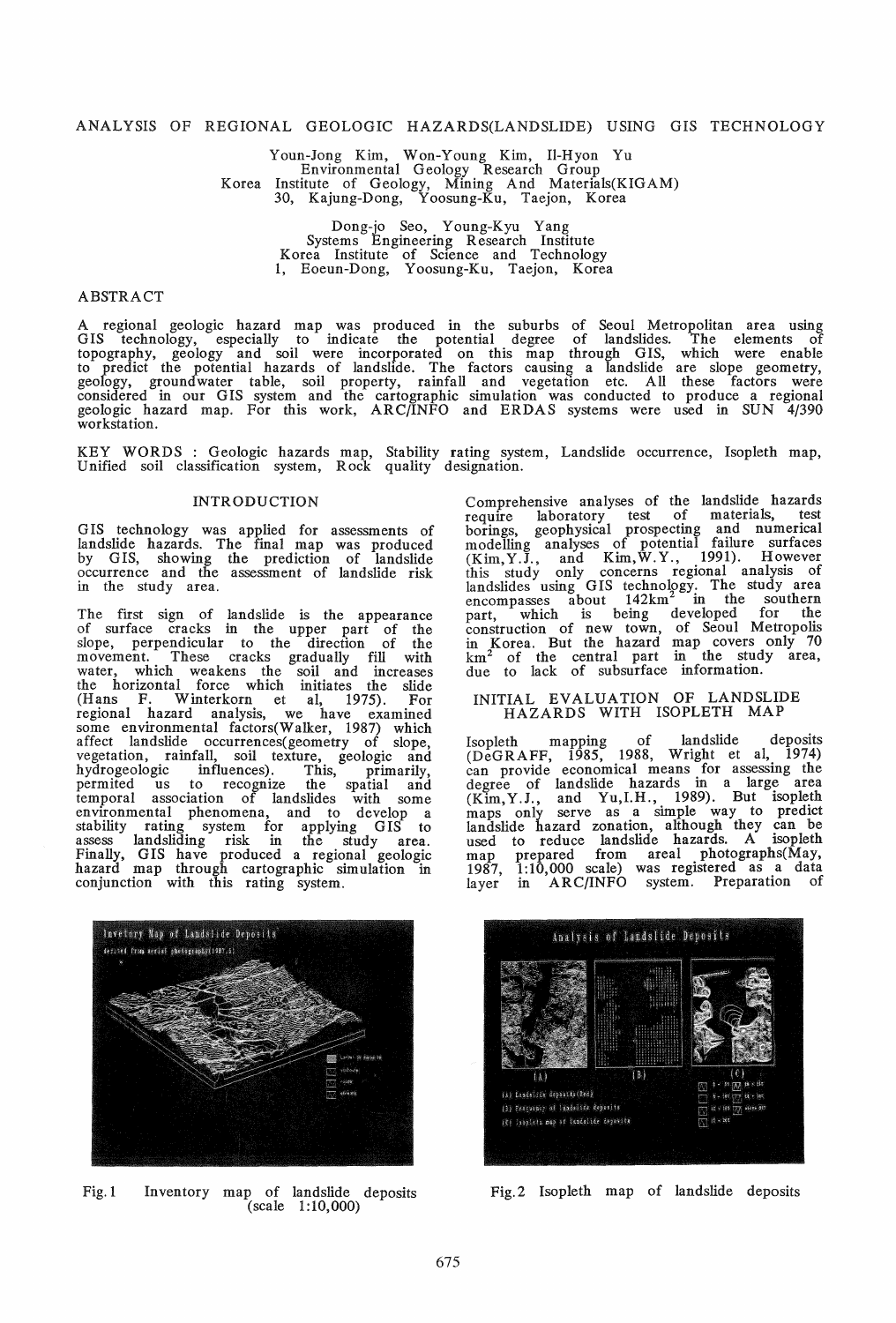# ANALYSIS OF REGIONAL GEOLOGIC HAZARDS(LANDSLIDE) USING GIS TECHNOLOGY

Youn-Jong Kim, Won-Young Kim, Il-Hyon Yu
Environmental Geology Research Group
Korea Institute of Geology, Mining And Materials(KIGAM)
30, Kajung-Dong, Yoosung-Ku, Taejon, Korea

Dong-jo Seo, Young-Kyu Yang
Systems Engineering Research Institute
Korea Institute of Science and Technology
1, Eoeun-Dong, Yoosung-Ku, Taejon, Korea

## ABSTRACT

A regional geologic hazard map was produced in the suburbs of Seoul Metropolitan area using GIS technology, especially to indicate the potential degree of landslides. The elements of topography, geology and soil were incorporated on this map through GIS, which were enable to predict the potential hazards of landslide. The factors causing a landslide are slope geometry, geology, groundwater table, soil property, rainfall and vegetation etc. All these factors were considered in our GIS system and the cartographic simulation was conducted to produce a regional geologic hazard map. For this work, ARC/INFO and ERDAS systems were used in SUN 4/390 workstation.

KEY WORDS : Geologic hazards map, Stability rating system, Landslide occurrence, Isopleth map, Unified soil classification system, Rock quality designation.

## INTRODUCTION

GIS technology was applied for assessments of landslide hazards. The final map was produced by GIS, showing the prediction of landslide occurrence and the assessment of landslide risk in the study area.

The first sign of landslide is the appearance of surface cracks in the upper part of the slope, perpendicular to the direction of the movement. These cracks gradually fill with water, which weakens the soil and increases the horizontal force which initiates the slide (Hans F. Winterkorn et al, 1975). For regional hazard analysis, we have examined some environmental factors(Walker, 1987) which affect landslide occurrences(geometry of slope, vegetation, rainfall, soil texture, geologic and hydrogeologic influences). This, primarily, permited us to recognize the spatial and temporal association of landslides with some environmental phenomena, and to develop a stability rating system for applying GIS to assess landsliding risk in the study area. Finally, GIS have produced a regional geologic hazard map through cartographic simulation in conjunction with this rating system.

Comprehensive analyses of the landslide hazards require laboratory test of materials, test borings, geophysical prospecting and numerical modelling analyses of potential failure surfaces (Kim,Y.J., and Kim,W.Y., 1991). However this study only concerns regional analysis of landslides using GIS technology. The study area encompasses about 142km$^2$ in the southern part, which is being developed for the construction of new town, of Seoul Metropolis in Korea. But the hazard map covers only 70 km$^2$ of the central part in the study area, due to lack of subsurface information.

## INITIAL EVALUATION OF LANDSLIDE HAZARDS WITH ISOPLETH MAP

Isopleth mapping of landslide deposits (DeGRAFF, 1985, 1988, Wright et al, 1974) can provide economical means for assessing the degree of landslide hazards in a large area (Kim,Y.J., and Yu,I.H., 1989). But isopleth maps only serve as a simple way to predict landslide hazard zonation, although they can be used to reduce landslide hazards. A isopleth map prepared from areal photographs(May, 1987, 1:10,000 scale) was registered as a data layer in ARC/INFO system. Preparation of

Fig.1 Inventory map of landslide deposits (scale 1:10,000)

Fig.2 Isopleth map of landslide deposits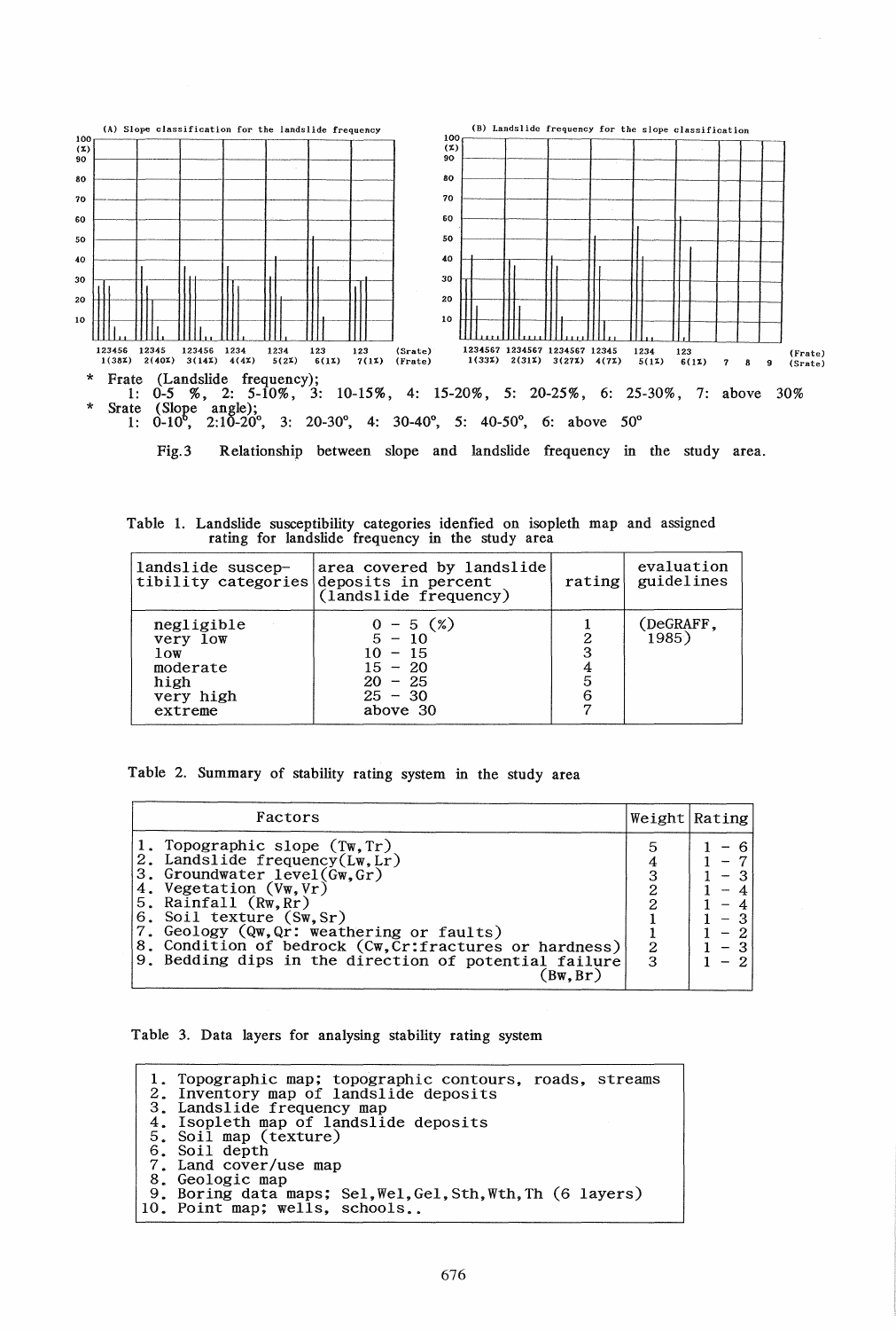(A) Slope classification for the landslide frequency

(B) Landslide frequency for the slope classification

* Frate (Landslide frequency);
  1: 0-5 %, 2: 5-10%, 3: 10-15%, 4: 15-20%, 5: 20-25%, 6: 25-30%, 7: above 30%
* Srate (Slope angle);
  1: 0-10°, 2:10-20°, 3: 20-30°, 4: 30-40°, 5: 40-50°, 6: above 50°

Fig.3 Relationship between slope and landslide frequency in the study area.

Table 1. Landslide susceptibility categories idenfied on isopleth map and assigned rating for landslide frequency in the study area

| landslide susceptibility categories | area covered by landslide deposits in percent (landslide frequency) | rating | evaluation guidelines |
|---|---|---|---|
| negligible | 0 - 5 (%) | 1 | (DeGRAFF, 1985) |
| very low | 5 - 10 | 2 | |
| low | 10 - 15 | 3 | |
| moderate | 15 - 20 | 4 | |
| high | 20 - 25 | 5 | |
| very high | 25 - 30 | 6 | |
| extreme | above 30 | 7 | |

Table 2. Summary of stability rating system in the study area

| Factors | Weight | Rating |
|---|---|---|
| 1. Topographic slope (Tw,Tr) | 5 | 1 - 6 |
| 2. Landslide frequency(Lw,Lr) | 4 | 1 - 7 |
| 3. Groundwater level(Gw,Gr) | 3 | 1 - 3 |
| 4. Vegetation (Vw,Vr) | 2 | 1 - 4 |
| 5. Rainfall (Rw,Rr) | 2 | 1 - 4 |
| 6. Soil texture (Sw,Sr) | 1 | 1 - 3 |
| 7. Geology (Qw,Qr: weathering or faults) | 1 | 1 - 2 |
| 8. Condition of bedrock (Cw,Cr:fractures or hardness) | 2 | 1 - 3 |
| 9. Bedding dips in the direction of potential failure (Bw,Br) | 3 | 1 - 2 |

Table 3. Data layers for analysing stability rating system

1. Topographic map; topographic contours, roads, streams
2. Inventory map of landslide deposits
3. Landslide frequency map
4. Isopleth map of landslide deposits
5. Soil map (texture)
6. Soil depth
7. Land cover/use map
8. Geologic map
9. Boring data maps; Sel,Wel,Gel,Sth,Wth,Th (6 layers)
10. Point map; wells, schools..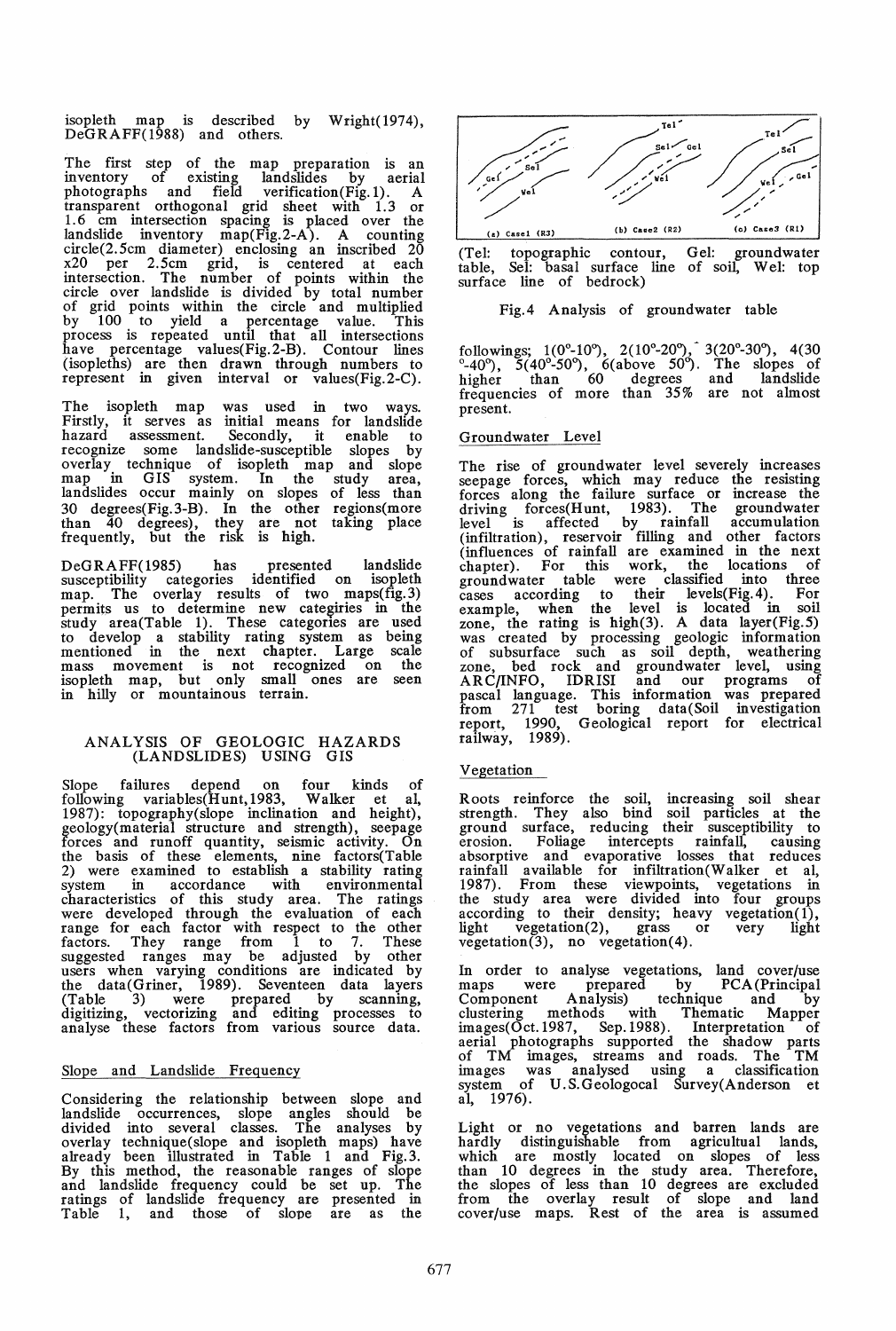isopleth map is described by Wright(1974), DeGRAFF(1988) and others.

The first step of the map preparation is an inventory of existing landslides by aerial photographs and field verification(Fig.1). A transparent orthogonal grid sheet with 1.3 or 1.6 cm intersection spacing is placed over the landslide inventory map(Fig.2-A). A counting circle(2.5cm diameter) enclosing an inscribed 20 x20 per 2.5cm grid, is centered at each intersection. The number of points within the circle over landslide is divided by total number of grid points within the circle and multiplied by 100 to yield a percentage value. This process is repeated until that all intersections have percentage values(Fig.2-B). Contour lines (isopleths) are then drawn through numbers to represent in given interval or values(Fig.2-C).

The isopleth map was used in two ways. Firstly, it serves as initial means for landslide hazard assessment. Secondly, it enable to recognize some landslide-susceptible slopes by overlay technique of isopleth map and slope map in GIS system. In the study area, landslides occur mainly on slopes of less than 30 degrees(Fig.3-B). In the other regions(more than 40 degrees), they are not taking place frequently, but the risk is high.

DeGRAFF(1985) has presented landslide susceptibility categories identified on isopleth map. The overlay results of two maps(fig.3) permits us to determine new categiries in the study area(Table 1). These categories are used to develop a stability rating system as being mentioned in the next chapter. Large scale mass movement is not recognized on the isopleth map, but only small ones are seen in hilly or mountainous terrain.

## ANALYSIS OF GEOLOGIC HAZARDS (LANDSLIDES) USING GIS

Slope failures depend on four kinds of following variables(Hunt,1983, Walker et al, 1987): topography(slope inclination and height), geology(material structure and strength), seepage forces and runoff quantity, seismic activity. On the basis of these elements, nine factors(Table 2) were examined to establish a stability rating system in accordance with environmental characteristics of this study area. The ratings were developed through the evaluation of each range for each factor with respect to the other factors. They range from 1 to 7. These suggested ranges may be adjusted by other users when varying conditions are indicated by the data(Griner, 1989). Seventeen data layers (Table 3) were prepared by scanning, digitizing, vectorizing and editing processes to analyse these factors from various source data.

### Slope and Landslide Frequency

Considering the relationship between slope and landslide occurrences, slope angles should be divided into several classes. The analyses by overlay technique(slope and isopleth maps) have already been illustrated in Table 1 and Fig.3. By this method, the reasonable ranges of slope and landslide frequency could be set up. The ratings of landslide frequency are presented in Table 1, and those of slope are as the followings; 1(0°-10°), 2(10°-20°), 3(20°-30°), 4(30°-40°), 5(40°-50°), 6(above 50°). The slopes of higher than 60 degrees and landslide frequencies of more than 35% are not almost present.

(a) Case1 (R3) (b) Case2 (R2) (c) Case3 (R1)

(Tel: topographic contour, Gel: groundwater table, Sel: basal surface line of soil, Wel: top surface line of bedrock)

Fig.4 Analysis of groundwater table

### Groundwater Level

The rise of groundwater level severely increases seepage forces, which may reduce the resisting forces along the failure surface or increase the driving forces(Hunt, 1983). The groundwater level is affected by rainfall accumulation (infiltration), reservoir filling and other factors (influences of rainfall are examined in the next chapter). For this work, the locations of groundwater table were classified into three cases according to their levels(Fig.4). For example, when the level is located in soil zone, the rating is high(3). A data layer(Fig.5) was created by processing geologic information of subsurface such as soil depth, weathering zone, bed rock and groundwater level, using ARC/INFO, IDRISI and our programs of pascal language. This information was prepared from 271 test boring data(Soil investigation report, 1990, Geological report for electrical railway, 1989).

### Vegetation

Roots reinforce the soil, increasing soil shear strength. They also bind soil particles at the ground surface, reducing their susceptibility to erosion. Foliage intercepts rainfall, causing absorptive and evaporative losses that reduces rainfall available for infiltration(Walker et al, 1987). From these viewpoints, vegetations in the study area were divided into four groups according to their density; heavy vegetation(1), light vegetation(2), grass or very light vegetation(3), no vegetation(4).

In order to analyse vegetations, land cover/use maps were prepared by PCA(Principal Component Analysis) technique and by clustering methods with Thematic Mapper images(Oct.1987, Sep.1988). Interpretation of aerial photographs supported the shadow parts of TM images, streams and roads. The TM images was analysed using a classification system of U.S.Geologocal Survey(Anderson et al, 1976).

Light or no vegetations and barren lands are hardly distinguishable from agricultual lands, which are mostly located on slopes of less than 10 degrees in the study area. Therefore, the slopes of less than 10 degrees are excluded from the overlay result of slope and land cover/use maps. Rest of the area is assumed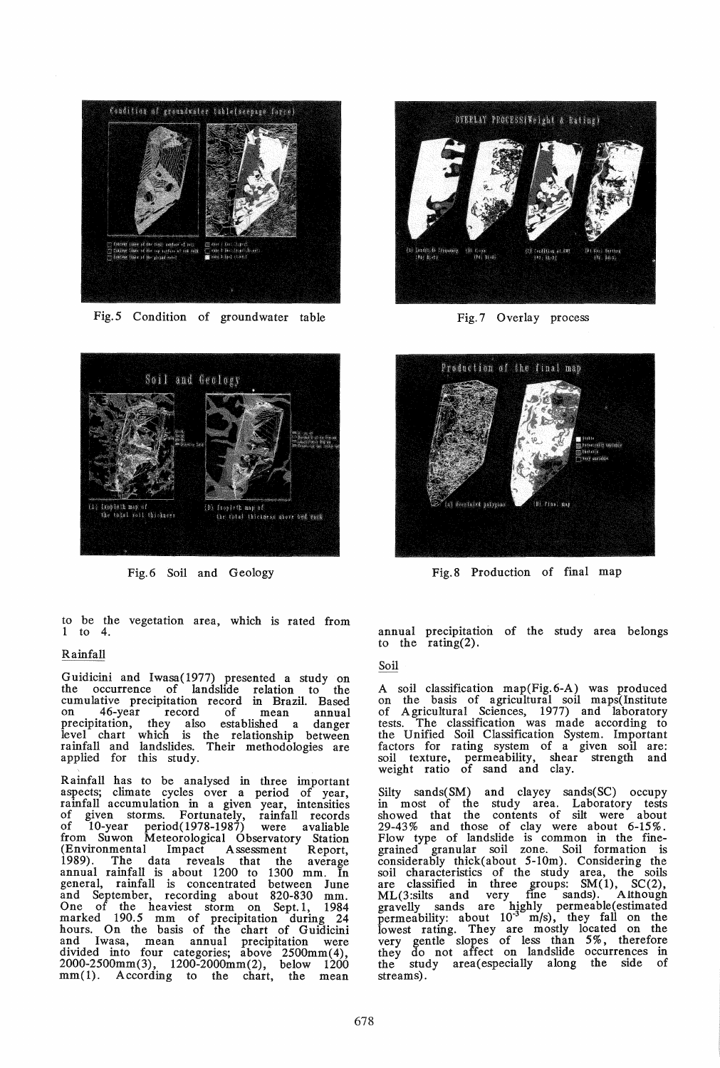Fig.5 Condition of groundwater table

Fig.7 Overlay process

Fig.6 Soil and Geology

Fig.8 Production of final map

to be the vegetation area, which is rated from 1 to 4.

### Rainfall

Guidicini and Iwasa(1977) presented a study on the occurrence of landslide relation to the cumulative precipitation record in Brazil. Based on 46-year record of mean annual precipitation, they also established a danger level chart which is the relationship between rainfall and landslides. Their methodologies are applied for this study.

Rainfall has to be analysed in three important aspects; climate cycles over a period of year, rainfall accumulation in a given year, intensities of given storms. Fortunately, rainfall records of 10-year period(1978-1987) were avaliable from Suwon Meteorological Observatory Station (Environmental Impact Assessment Report, 1989). The data reveals that the average annual rainfall is about 1200 to 1300 mm. In general, rainfall is concentrated between June and September, recording about 820-830 mm. One of the heaviest storm on Sept.1, 1984 marked 190.5 mm of precipitation during 24 hours. On the basis of the chart of Guidicini and Iwasa, mean annual precipitation were divided into four categories; above 2500mm(4), 2000-2500mm(3), 1200-2000mm(2), below 1200 mm(1). According to the chart, the mean annual precipitation of the study area belongs to the rating(2).

### Soil

A soil classification map(Fig.6-A) was produced on the basis of agricultural soil maps(Institute of Agricultural Sciences, 1977) and laboratory tests. The classification was made according to the Unified Soil Classification System. Important factors for rating system of a given soil are: soil texture, permeability, shear strength and weight ratio of sand and clay.

Silty sands(SM) and clayey sands(SC) occupy in most of the study area. Laboratory tests showed that the contents of silt were about 29-43% and those of clay were about 6-15%. Flow type of landslide is common in the fine-grained granular soil zone. Soil formation is considerably thick(about 5-10m). Considering the soil characteristics of the study area, the soils are classified in three groups: SM(1), SC(2), ML(3:silts and very fine sands). Although gravelly sands are highly permeable(estimated permeability: about $10^{-3}$ m/s), they fall on the lowest rating. They are mostly located on the very gentle slopes of less than 5%, therefore they do not affect on landslide occurrences in the study area(especially along the side of streams).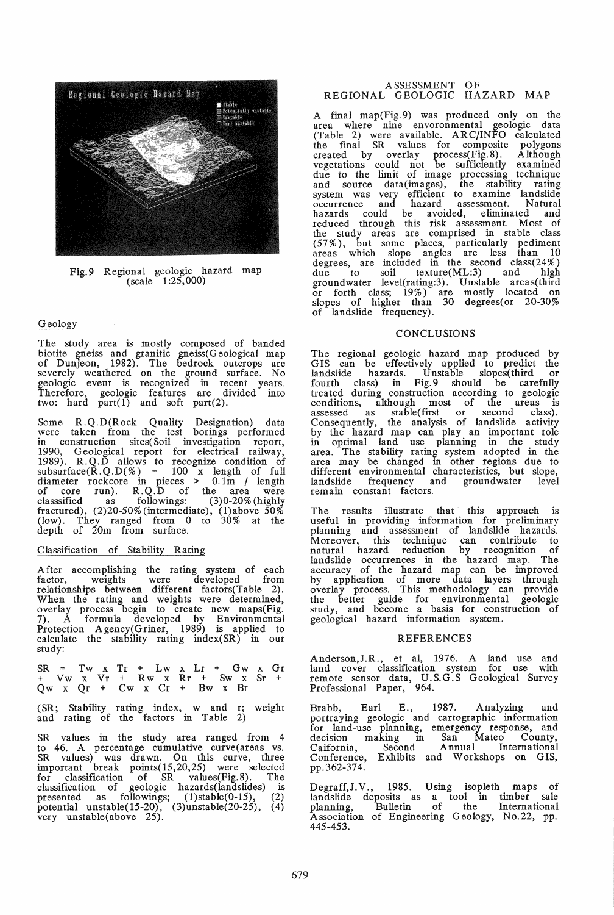Fig.9 Regional geologic hazard map (scale 1:25,000)

### Geology

The study area is mostly composed of banded biotite gneiss and granitic gneiss(Geological map of Dunjeon, 1982). The bedrock outcrops are severely weathered on the ground surface. No geologic event is recognized in recent years. Therefore, geologic features are divided into two: hard part(1) and soft part(2).

Some R.Q.D(Rock Quality Designation) data were taken from the test borings performed in construction sites(Soil investigation report, 1990, Geological report for electrical railway, 1989). R.Q.D allows to recognize condition of subsurface(R.Q.D(%) = 100 x length of full diameter rockcore in pieces > 0.1m / length of core run). R.Q.D of the area were classsified as followings: (3)0-20%(highly fractured), (2)20-50%(intermediate), (1)above 50%(low). They ranged from 0 to 30% at the depth of 20m from surface.

### Classification of Stability Rating

After accomplishing the rating system of each factor, weights were developed from relationships between different factors(Table 2). When the rating and weights were determined, overlay process begin to create new maps(Fig. 7). A formula developed by Environmental Protection Agency(Griner, 1989) is applied to calculate the stability rating index(SR) in our study:

$$SR = Tw \times Tr + Lw \times Lr + Gw \times Gr + Vw \times Vr + Rw \times Rr + Sw \times Sr + Qw \times Qr + Cw \times Cr + Bw \times Br$$

(SR; Stability rating index, w and r; weight and rating of the factors in Table 2)

SR values in the study area ranged from 4 to 46. A percentage cumulative curve(areas vs. SR values) was drawn. On this curve, three important break points(15,20,25) were selected for classification of SR values(Fig.8). The classification of geologic hazards(landslides) is presented as followings; (1)stable(0-15), (2) potential unstable(15-20), (3)unstable(20-25), (4) very unstable(above 25).

## ASSESSMENT OF REGIONAL GEOLOGIC HAZARD MAP

A final map(Fig.9) was produced only on the area where nine envoronmental geologic data (Table 2) were available. ARC/INFO calculated the final SR values for composite polygons created by overlay process(Fig.8). Although vegetations could not be sufficiently examined due to the limit of image processing technique and source data(images), the stability rating system was very efficient to examine landslide occurrence and hazard assessment. Natural hazards could be avoided, eliminated and reduced through this risk assessment. Most of the study areas are comprised in stable class (57%), but some places, particularly pediment areas which slope angles are less than 10 degrees, are included in the second class(24%) due to soil texture(ML:3) and high groundwater level(rating:3). Unstable areas(third or forth class; 19%) are mostly located on slopes of higher than 30 degrees(or 20-30% of landslide frequency).

## CONCLUSIONS

The regional geologic hazard map produced by GIS can be effectively applied to predict the landslide hazards. Unstable slopes(third or fourth class) in Fig.9 should be carefully treated during construction according to geologic conditions, although most of the areas is assessed as stable(first or second class). Consequently, the analysis of landslide activity by the hazard map can play an important role in optimal land use planning in the study area. The stability rating system adopted in the area may be changed in other regions due to different environmental characteristics, but slope, landslide frequency and groundwater level remain constant factors.

The results illustrate that this approach is useful in providing information for preliminary planning and assessment of landslide hazards. Moreover, this technique can contribute to natural hazard reduction by recognition of landslide occurrences in the hazard map. The accuracy of the hazard map can be improved by application of more data layers through overlay process. This methodology can provide the better guide for environmental geologic study, and become a basis for construction of geological hazard information system.

## REFERENCES

Anderson,J.R., et al, 1976. A land use and land cover classification system for use with remote sensor data, U.S.G.S Geological Survey Professional Paper, 964.

Brabb, Earl E., 1987. Analyzing and portraying geologic and cartographic information for land-use planning, emergency response, and decision making in San Mateo County, Caifornia, Second Annual International Conference, Exhibits and Workshops on GIS, pp.362-374.

Degraff,J.V., 1985. Using isopleth maps of landslide deposits as a tool in timber sale planning, Bulletin of the International Association of Engineering Geology, No.22, pp. 445-453.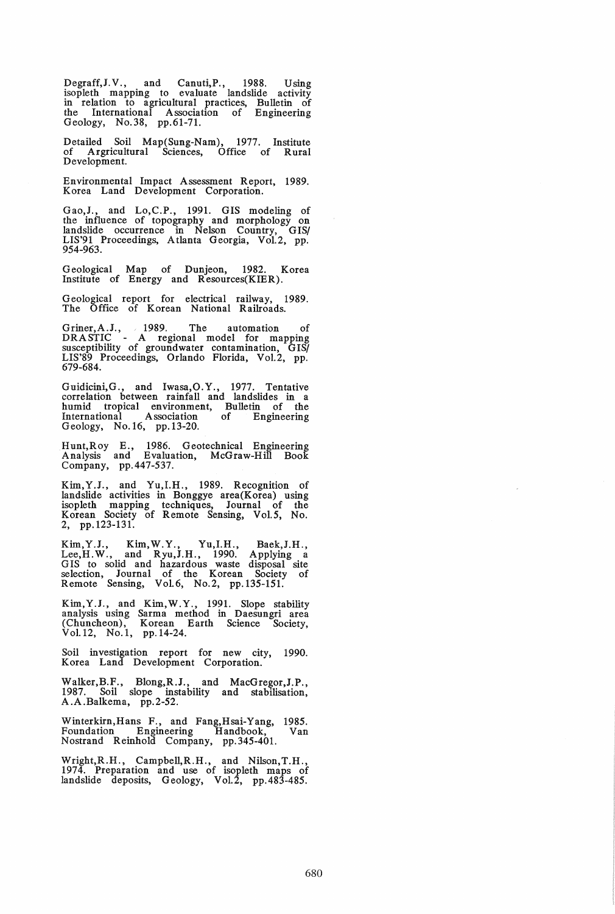Degraff,J.V., and Canuti,P., 1988. Using isopleth mapping to evaluate landslide activity in relation to agricultural practices, Bulletin of the International Association of Engineering Geology, No.38, pp.61-71.

Detailed Soil Map(Sung-Nam), 1977. Institute of Argricultural Sciences, Office of Rural Development.

Environmental Impact Assessment Report, 1989. Korea Land Development Corporation.

Gao,J., and Lo,C.P., 1991. GIS modeling of the influence of topography and morphology on landslide occurrence in Nelson Country, GIS/LIS'91 Proceedings, Atlanta Georgia, Vol.2, pp. 954-963.

Geological Map of Dunjeon, 1982. Korea Institute of Energy and Resources(KIER).

Geological report for electrical railway, 1989. The Office of Korean National Railroads.

Griner,A.J., 1989. The automation of DRASTIC - A regional model for mapping susceptibility of groundwater contamination, GIS/LIS'89 Proceedings, Orlando Florida, Vol.2, pp. 679-684.

Guidicini,G., and Iwasa,O.Y., 1977. Tentative correlation between rainfall and landslides in a humid tropical environment, Bulletin of the International Association of Engineering Geology, No.16, pp.13-20.

Hunt,Roy E., 1986. Geotechnical Engineering Analysis and Evaluation, McGraw-Hill Book Company, pp.447-537.

Kim,Y.J., and Yu,I.H., 1989. Recognition of landslide activities in Bonggye area(Korea) using isopleth mapping techniques, Journal of the Korean Society of Remote Sensing, Vol.5, No. 2, pp.123-131.

Kim,Y.J., Kim,W.Y., Yu,I.H., Baek,J.H., Lee,H.W., and Ryu,J.H., 1990. Applying a GIS to solid and hazardous waste disposal site selection, Journal of the Korean Society of Remote Sensing, Vol.6, No.2, pp.135-151.

Kim,Y.J., and Kim,W.Y., 1991. Slope stability analysis using Sarma method in Daesungri area (Chuncheon), Korean Earth Science Society, Vol.12, No.1, pp.14-24.

Soil investigation report for new city, 1990. Korea Land Development Corporation.

Walker,B.F., Blong,R.J., and MacGregor,J.P., 1987. Soil slope instability and stabilisation, A.A.Balkema, pp.2-52.

Winterkirn,Hans F., and Fang,Hsai-Yang, 1985. Foundation Engineering Handbook, Van Nostrand Reinhold Company, pp.345-401.

Wright,R.H., Campbell,R.H., and Nilson,T.H., 1974. Preparation and use of isopleth maps of landslide deposits, Geology, Vol.2, pp.483-485.